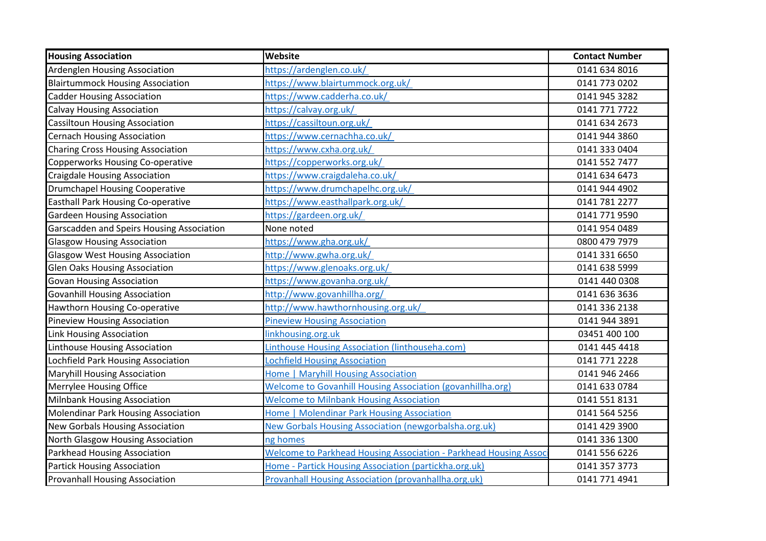| Housing Association | Website | Contact Number |
| --- | --- | --- |
| Ardenglen Housing Association | https://ardenglen.co.uk/ | 0141 634 8016 |
| Blairtummock Housing Association | https://www.blairtummock.org.uk/ | 0141 773 0202 |
| Cadder Housing Association | https://www.cadderha.co.uk/ | 0141 945 3282 |
| Calvay Housing Association | https://calvay.org.uk/ | 0141 771 7722 |
| Cassiltoun Housing Association | https://cassiltoun.org.uk/ | 0141 634 2673 |
| Cernach Housing Association | https://www.cernachha.co.uk/ | 0141 944 3860 |
| Charing Cross Housing Association | https://www.cxha.org.uk/ | 0141 333 0404 |
| Copperworks Housing Co-operative | https://copperworks.org.uk/ | 0141 552 7477 |
| Craigdale Housing Association | https://www.craigdaleha.co.uk/ | 0141 634 6473 |
| Drumchapel Housing Cooperative | https://www.drumchapelhc.org.uk/ | 0141 944 4902 |
| Easthall Park Housing Co-operative | https://www.easthallpark.org.uk/ | 0141 781 2277 |
| Gardeen Housing Association | https://gardeen.org.uk/ | 0141 771 9590 |
| Garscadden and Speirs Housing Association | None noted | 0141 954 0489 |
| Glasgow Housing Association | https://www.gha.org.uk/ | 0800 479 7979 |
| Glasgow West Housing Association | http://www.gwha.org.uk/ | 0141 331 6650 |
| Glen Oaks Housing Association | https://www.glenoaks.org.uk/ | 0141 638 5999 |
| Govan Housing Association | https://www.govanha.org.uk/ | 0141 440 0308 |
| Govanhill Housing Association | http://www.govanhillha.org/ | 0141 636 3636 |
| Hawthorn Housing Co-operative | http://www.hawthornhousing.org.uk/ | 0141 336 2138 |
| Pineview Housing Association | Pineview Housing Association | 0141 944 3891 |
| Link Housing Association | linkhousing.org.uk | 03451 400 100 |
| Linthouse Housing Association | Linthouse Housing Association (linthouseha.com) | 0141 445 4418 |
| Lochfield Park Housing Association | Lochfield Housing Association | 0141 771 2228 |
| Maryhill Housing Association | Home \| Maryhill Housing Association | 0141 946 2466 |
| Merrylee Housing Office | Welcome to Govanhill Housing Association (govanhillha.org) | 0141 633 0784 |
| Milnbank Housing Association | Welcome to Milnbank Housing Association | 0141 551 8131 |
| Molendinar Park Housing Association | Home \| Molendinar Park Housing Association | 0141 564 5256 |
| New Gorbals Housing Association | New Gorbals Housing Association (newgorbalsha.org.uk) | 0141 429 3900 |
| North Glasgow Housing Association | ng homes | 0141 336 1300 |
| Parkhead Housing Association | Welcome to Parkhead Housing Association - Parkhead Housing Assoc | 0141 556 6226 |
| Partick Housing Association | Home - Partick Housing Association (partickha.org.uk) | 0141 357 3773 |
| Provanhall Housing Association | Provanhall Housing Association (provanhallha.org.uk) | 0141 771 4941 |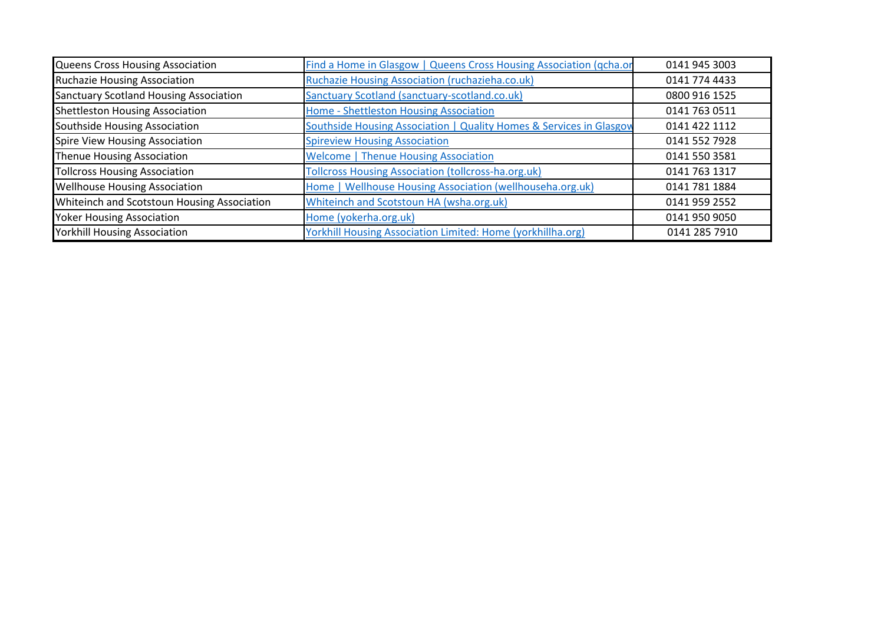| | | |
|---|---|---|
| Queens Cross Housing Association | Find a Home in Glasgow \| Queens Cross Housing Association (qcha.or | 0141 945 3003 |
| Ruchazie Housing Association | Ruchazie Housing Association (ruchazieha.co.uk) | 0141 774 4433 |
| Sanctuary Scotland Housing Association | Sanctuary Scotland (sanctuary-scotland.co.uk) | 0800 916 1525 |
| Shettleston Housing Association | Home - Shettleston Housing Association | 0141 763 0511 |
| Southside Housing Association | Southside Housing Association \| Quality Homes & Services in Glasgow | 0141 422 1112 |
| Spire View Housing Association | Spireview Housing Association | 0141 552 7928 |
| Thenue Housing Association | Welcome \| Thenue Housing Association | 0141 550 3581 |
| Tollcross Housing Association | Tollcross Housing Association (tollcross-ha.org.uk) | 0141 763 1317 |
| Wellhouse Housing Association | Home \| Wellhouse Housing Association (wellhouseha.org.uk) | 0141 781 1884 |
| Whiteinch and Scotstoun Housing Association | Whiteinch and Scotstoun HA (wsha.org.uk) | 0141 959 2552 |
| Yoker Housing Association | Home (yokerha.org.uk) | 0141 950 9050 |
| Yorkhill Housing Association | Yorkhill Housing Association Limited: Home (yorkhillha.org) | 0141 285 7910 |